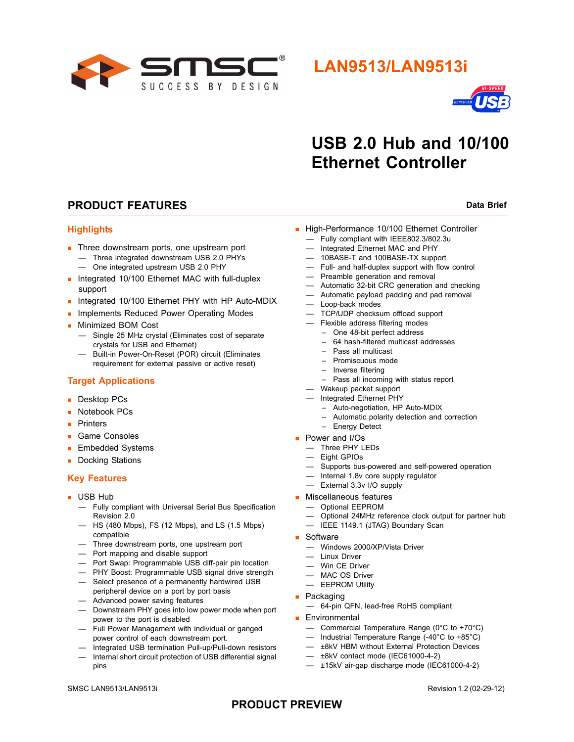# LAN9513/LAN9513i

## USB 2.0 Hub and 10/100 Ethernet Controller

## PRODUCT FEATURES

**Data Brief**

### Highlights

- Three downstream ports, one upstream port
  - Three integrated downstream USB 2.0 PHYs
  - One integrated upstream USB 2.0 PHY
- Integrated 10/100 Ethernet MAC with full-duplex support
- Integrated 10/100 Ethernet PHY with HP Auto-MDIX
- Implements Reduced Power Operating Modes
- Minimized BOM Cost
  - Single 25 MHz crystal (Eliminates cost of separate crystals for USB and Ethernet)
  - Built-in Power-On-Reset (POR) circuit (Eliminates requirement for external passive or active reset)

### Target Applications

- Desktop PCs
- Notebook PCs
- Printers
- Game Consoles
- Embedded Systems
- Docking Stations

### Key Features

- USB Hub
  - Fully compliant with Universal Serial Bus Specification Revision 2.0
  - HS (480 Mbps), FS (12 Mbps), and LS (1.5 Mbps) compatible
  - Three downstream ports, one upstream port
  - Port mapping and disable support
  - Port Swap: Programmable USB diff-pair pin location
  - PHY Boost: Programmable USB signal drive strength
  - Select presence of a permanently hardwired USB peripheral device on a port by port basis
  - Advanced power saving features
  - Downstream PHY goes into low power mode when port power to the port is disabled
  - Full Power Management with individual or ganged power control of each downstream port.
  - Integrated USB termination Pull-up/Pull-down resistors
  - Internal short circuit protection of USB differential signal pins
- High-Performance 10/100 Ethernet Controller
  - Fully compliant with IEEE802.3/802.3u
  - Integrated Ethernet MAC and PHY
  - 10BASE-T and 100BASE-TX support
  - Full- and half-duplex support with flow control
  - Preamble generation and removal
  - Automatic 32-bit CRC generation and checking
  - Automatic payload padding and pad removal
  - Loop-back modes
  - TCP/UDP checksum offload support
  - Flexible address filtering modes
    - One 48-bit perfect address
    - 64 hash-filtered multicast addresses
    - Pass all multicast
    - Promiscuous mode
    - Inverse filtering
    - Pass all incoming with status report
  - Wakeup packet support
  - Integrated Ethernet PHY
    - Auto-negotiation, HP Auto-MDIX
    - Automatic polarity detection and correction
    - Energy Detect
- Power and I/Os
  - Three PHY LEDs
  - Eight GPIOs
  - Supports bus-powered and self-powered operation
  - Internal 1.8v core supply regulator
  - External 3.3v I/O supply
- Miscellaneous features
  - Optional EEPROM
  - Optional 24MHz reference clock output for partner hub
  - IEEE 1149.1 (JTAG) Boundary Scan
- Software
  - Windows 2000/XP/Vista Driver
  - Linux Driver
  - Win CE Driver
  - MAC OS Driver
  - EEPROM Utility
- Packaging
  - 64-pin QFN, lead-free RoHS compliant
- Environmental
  - Commercial Temperature Range (0°C to +70°C)
  - Industrial Temperature Range (-40°C to +85°C)
  - ±8kV HBM without External Protection Devices
  - ±8kV contact mode (IEC61000-4-2)
  - ±15kV air-gap discharge mode (IEC61000-4-2)

**PRODUCT PREVIEW**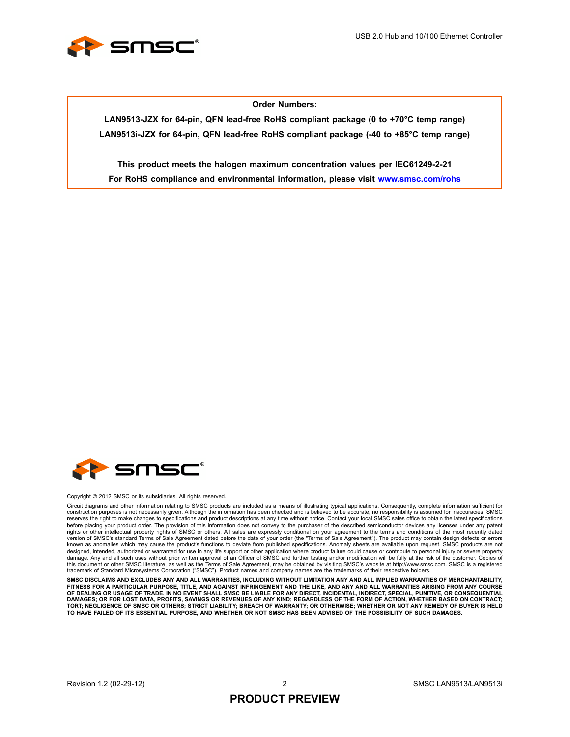**Order Numbers:**

**LAN9513-JZX for 64-pin, QFN lead-free RoHS compliant package (0 to +70°C temp range)**

**LAN9513i-JZX for 64-pin, QFN lead-free RoHS compliant package (-40 to +85°C temp range)**

**This product meets the halogen maximum concentration values per IEC61249-2-21**

**For RoHS compliance and environmental information, please visit www.smsc.com/rohs**

Copyright © 2012 SMSC or its subsidiaries. All rights reserved.

Circuit diagrams and other information relating to SMSC products are included as a means of illustrating typical applications. Consequently, complete information sufficient for construction purposes is not necessarily given. Although the information has been checked and is believed to be accurate, no responsibility is assumed for inaccuracies. SMSC reserves the right to make changes to specifications and product descriptions at any time without notice. Contact your local SMSC sales office to obtain the latest specifications before placing your product order. The provision of this information does not convey to the purchaser of the described semiconductor devices any licenses under any patent rights or other intellectual property rights of SMSC or others. All sales are expressly conditional on your agreement to the terms and conditions of the most recently dated version of SMSC's standard Terms of Sale Agreement dated before the date of your order (the "Terms of Sale Agreement"). The product may contain design defects or errors known as anomalies which may cause the product's functions to deviate from published specifications. Anomaly sheets are available upon request. SMSC products are not designed, intended, authorized or warranted for use in any life support or other application where product failure could cause or contribute to personal injury or severe property damage. Any and all such uses without prior written approval of an Officer of SMSC and further testing and/or modification will be fully at the risk of the customer. Copies of this document or other SMSC literature, as well as the Terms of Sale Agreement, may be obtained by visiting SMSC's website at http://www.smsc.com. SMSC is a registered trademark of Standard Microsystems Corporation ("SMSC"). Product names and company names are the trademarks of their respective holders.

**SMSC DISCLAIMS AND EXCLUDES ANY AND ALL WARRANTIES, INCLUDING WITHOUT LIMITATION ANY AND ALL IMPLIED WARRANTIES OF MERCHANTABILITY, FITNESS FOR A PARTICULAR PURPOSE, TITLE, AND AGAINST INFRINGEMENT AND THE LIKE, AND ANY AND ALL WARRANTIES ARISING FROM ANY COURSE OF DEALING OR USAGE OF TRADE. IN NO EVENT SHALL SMSC BE LIABLE FOR ANY DIRECT, INCIDENTAL, INDIRECT, SPECIAL, PUNITIVE, OR CONSEQUENTIAL DAMAGES; OR FOR LOST DATA, PROFITS, SAVINGS OR REVENUES OF ANY KIND; REGARDLESS OF THE FORM OF ACTION, WHETHER BASED ON CONTRACT; TORT; NEGLIGENCE OF SMSC OR OTHERS; STRICT LIABILITY; BREACH OF WARRANTY; OR OTHERWISE; WHETHER OR NOT ANY REMEDY OF BUYER IS HELD TO HAVE FAILED OF ITS ESSENTIAL PURPOSE, AND WHETHER OR NOT SMSC HAS BEEN ADVISED OF THE POSSIBILITY OF SUCH DAMAGES.**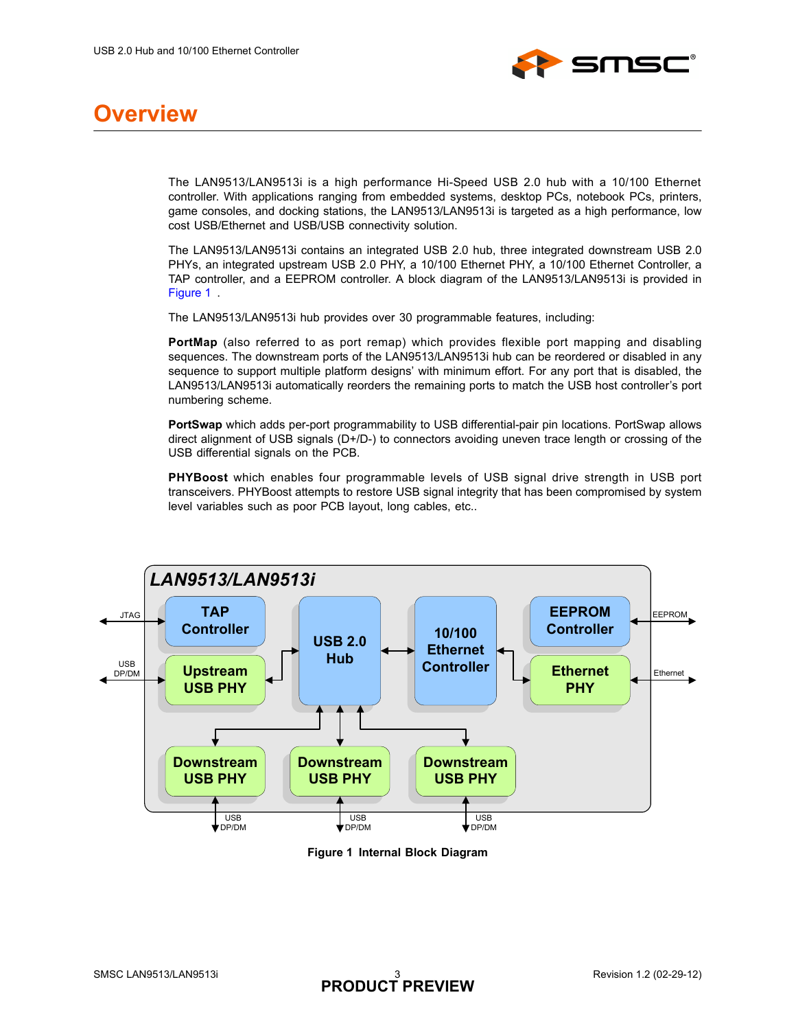# Overview

The LAN9513/LAN9513i is a high performance Hi-Speed USB 2.0 hub with a 10/100 Ethernet controller. With applications ranging from embedded systems, desktop PCs, notebook PCs, printers, game consoles, and docking stations, the LAN9513/LAN9513i is targeted as a high performance, low cost USB/Ethernet and USB/USB connectivity solution.

The LAN9513/LAN9513i contains an integrated USB 2.0 hub, three integrated downstream USB 2.0 PHYs, an integrated upstream USB 2.0 PHY, a 10/100 Ethernet PHY, a 10/100 Ethernet Controller, a TAP controller, and a EEPROM controller. A block diagram of the LAN9513/LAN9513i is provided in Figure 1 .

The LAN9513/LAN9513i hub provides over 30 programmable features, including:

**PortMap** (also referred to as port remap) which provides flexible port mapping and disabling sequences. The downstream ports of the LAN9513/LAN9513i hub can be reordered or disabled in any sequence to support multiple platform designs' with minimum effort. For any port that is disabled, the LAN9513/LAN9513i automatically reorders the remaining ports to match the USB host controller's port numbering scheme.

**PortSwap** which adds per-port programmability to USB differential-pair pin locations. PortSwap allows direct alignment of USB signals (D+/D-) to connectors avoiding uneven trace length or crossing of the USB differential signals on the PCB.

**PHYBoost** which enables four programmable levels of USB signal drive strength in USB port transceivers. PHYBoost attempts to restore USB signal integrity that has been compromised by system level variables such as poor PCB layout, long cables, etc..

**Figure 1 Internal Block Diagram**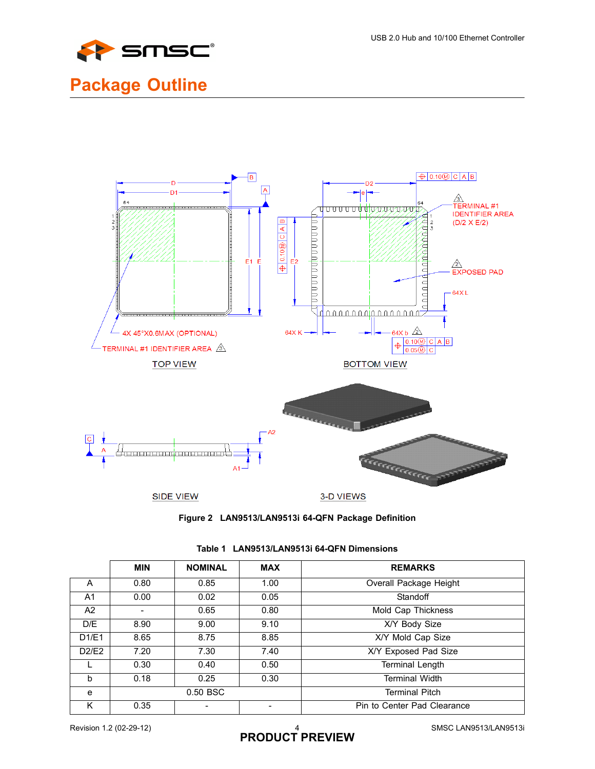# Package Outline

Figure 2 LAN9513/LAN9513i 64-QFN Package Definition

Table 1 LAN9513/LAN9513i 64-QFN Dimensions

| | MIN | NOMINAL | MAX | REMARKS |
|---|---|---|---|---|
| A | 0.80 | 0.85 | 1.00 | Overall Package Height |
| A1 | 0.00 | 0.02 | 0.05 | Standoff |
| A2 | - | 0.65 | 0.80 | Mold Cap Thickness |
| D/E | 8.90 | 9.00 | 9.10 | X/Y Body Size |
| D1/E1 | 8.65 | 8.75 | 8.85 | X/Y Mold Cap Size |
| D2/E2 | 7.20 | 7.30 | 7.40 | X/Y Exposed Pad Size |
| L | 0.30 | 0.40 | 0.50 | Terminal Length |
| b | 0.18 | 0.25 | 0.30 | Terminal Width |
| e | | 0.50 BSC | | Terminal Pitch |
| K | 0.35 | - | - | Pin to Center Pad Clearance |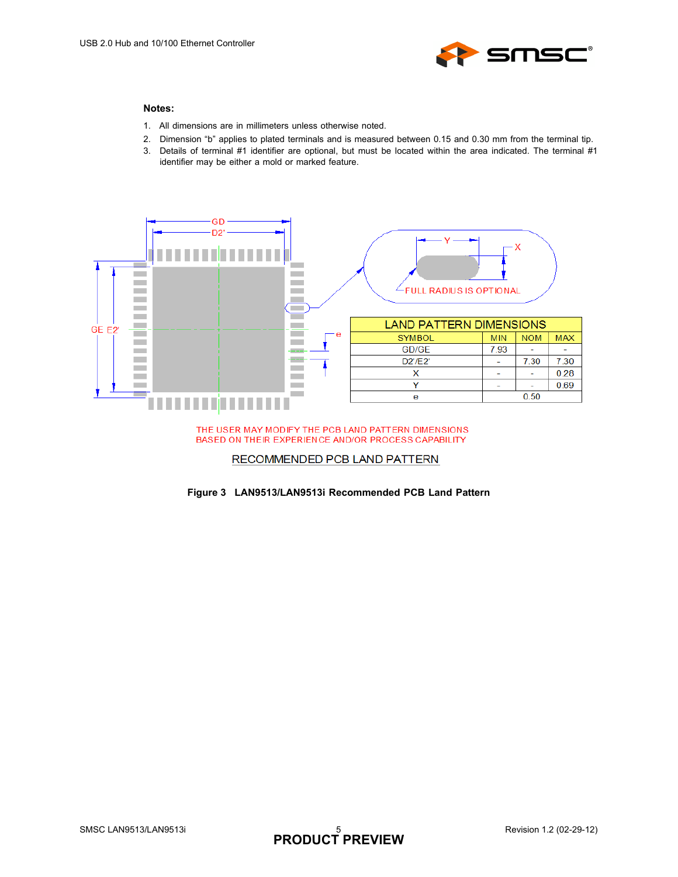**Notes:**

1. All dimensions are in millimeters unless otherwise noted.
2. Dimension "b" applies to plated terminals and is measured between 0.15 and 0.30 mm from the terminal tip.
3. Details of terminal #1 identifier are optional, but must be located within the area indicated. The terminal #1 identifier may be either a mold or marked feature.

GD

D2'

GE E2'

e

Y

X

FULL RADIUS IS OPTIONAL

| LAND PATTERN DIMENSIONS | | | |
|---|---|---|---|
| SYMBOL | MIN | NOM | MAX |
| GD/GE | 7.93 | - | - |
| D2'/E2' | - | 7.30 | 7.30 |
| X | - | - | 0.28 |
| Y | - | - | 0.69 |
| e | | 0.50 | |

THE USER MAY MODIFY THE PCB LAND PATTERN DIMENSIONS
BASED ON THEIR EXPERIENCE AND/OR PROCESS CAPABILITY

RECOMMENDED PCB LAND PATTERN

**Figure 3 LAN9513/LAN9513i Recommended PCB Land Pattern**

**PRODUCT PREVIEW**